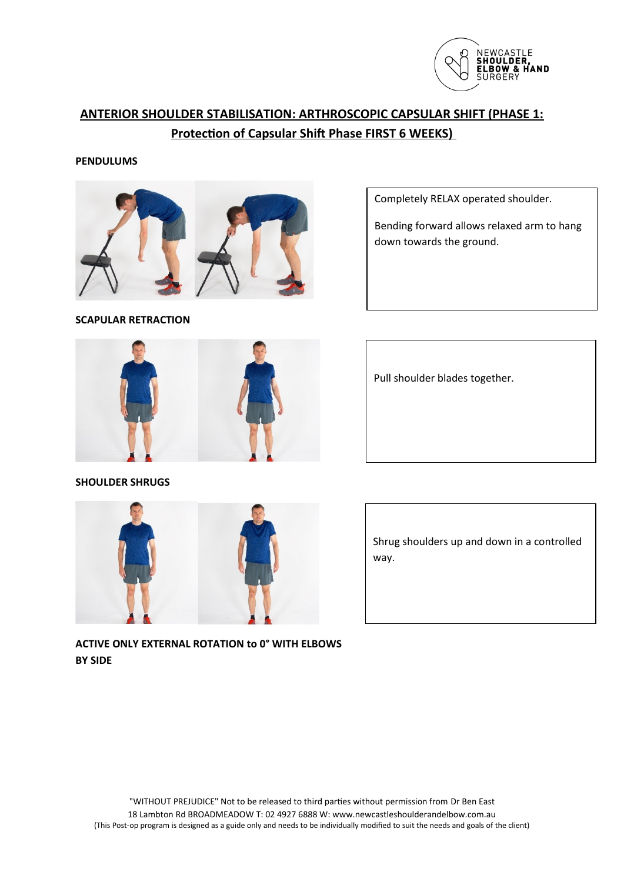NEWCASTLE SHOULDER, ELBOW & HAND SURGERY

# ANTERIOR SHOULDER STABILISATION: ARTHROSCOPIC CAPSULAR SHIFT (PHASE 1: Protection of Capsular Shift Phase FIRST 6 WEEKS)

**PENDULUMS**

Completely RELAX operated shoulder.

Bending forward allows relaxed arm to hang down towards the ground.

**SCAPULAR RETRACTION**

Pull shoulder blades together.

**SHOULDER SHRUGS**

Shrug shoulders up and down in a controlled way.

**ACTIVE ONLY EXTERNAL ROTATION to 0° WITH ELBOWS BY SIDE**

"WITHOUT PREJUDICE" Not to be released to third parties without permission from Dr Ben East
18 Lambton Rd BROADMEADOW T: 02 4927 6888 W: www.newcastleshoulderandelbow.com.au
(This Post-op program is designed as a guide only and needs to be individually modified to suit the needs and goals of the client)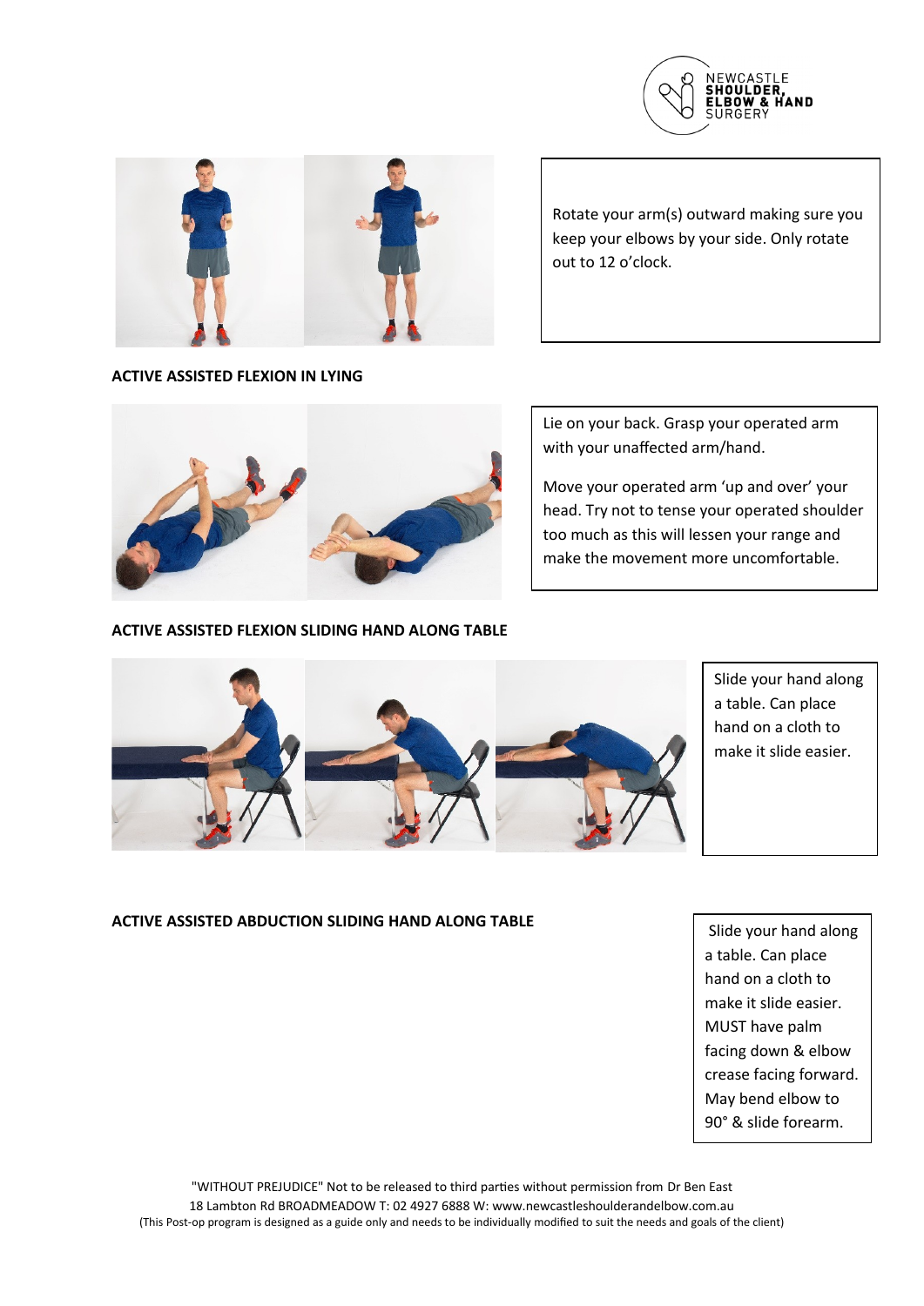Rotate your arm(s) outward making sure you keep your elbows by your side. Only rotate out to 12 o'clock.

**ACTIVE ASSISTED FLEXION IN LYING**

Lie on your back. Grasp your operated arm with your unaffected arm/hand.

Move your operated arm 'up and over' your head. Try not to tense your operated shoulder too much as this will lessen your range and make the movement more uncomfortable.

**ACTIVE ASSISTED FLEXION SLIDING HAND ALONG TABLE**

Slide your hand along a table. Can place hand on a cloth to make it slide easier.

**ACTIVE ASSISTED ABDUCTION SLIDING HAND ALONG TABLE**

Slide your hand along a table. Can place hand on a cloth to make it slide easier. MUST have palm facing down & elbow crease facing forward. May bend elbow to 90° & slide forearm.

"WITHOUT PREJUDICE" Not to be released to third parties without permission from Dr Ben East
18 Lambton Rd BROADMEADOW T: 02 4927 6888 W: www.newcastleshoulderandelbow.com.au
(This Post-op program is designed as a guide only and needs to be individually modified to suit the needs and goals of the client)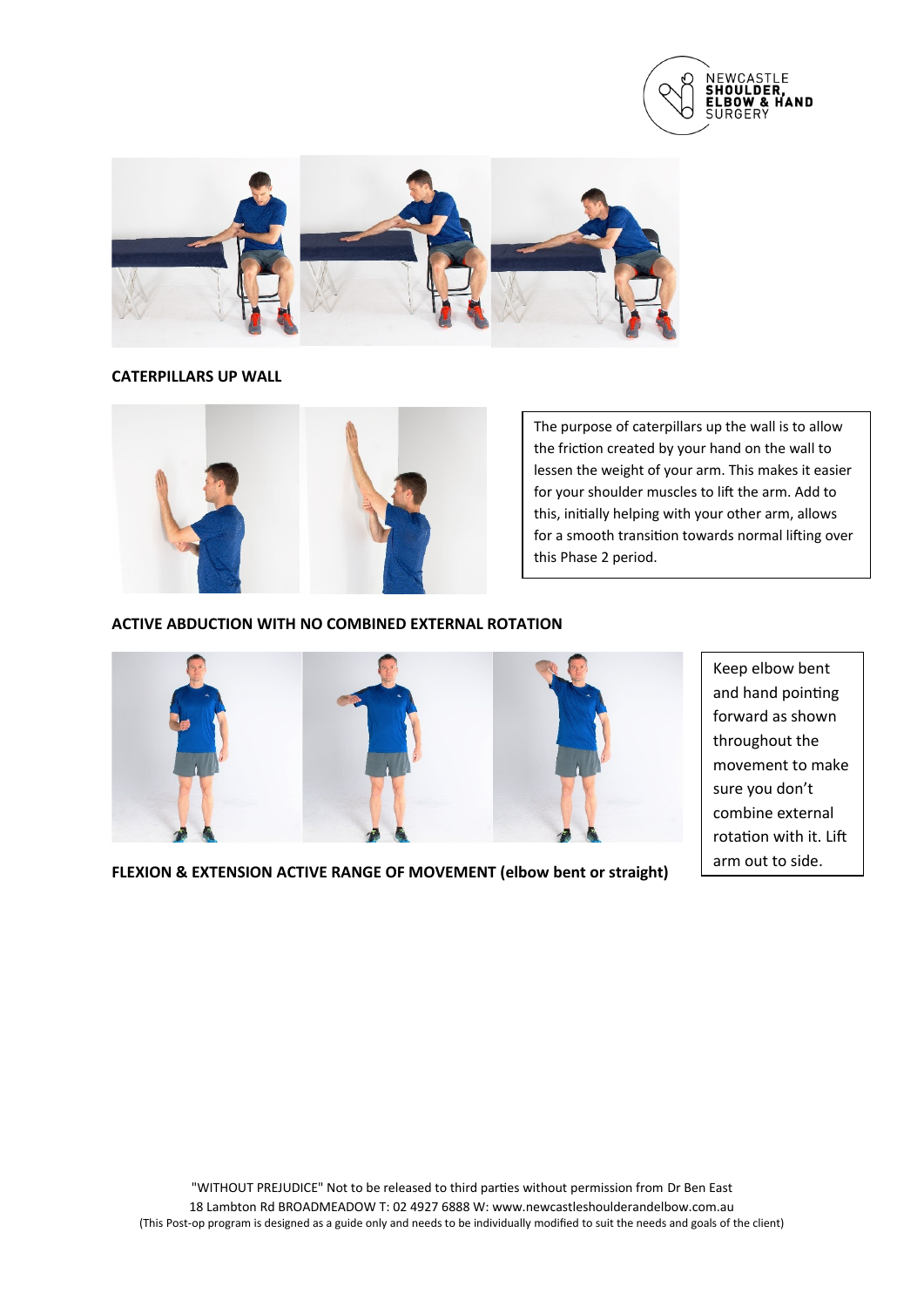**CATERPILLARS UP WALL**

The purpose of caterpillars up the wall is to allow the friction created by your hand on the wall to lessen the weight of your arm. This makes it easier for your shoulder muscles to lift the arm. Add to this, initially helping with your other arm, allows for a smooth transition towards normal lifting over this Phase 2 period.

**ACTIVE ABDUCTION WITH NO COMBINED EXTERNAL ROTATION**

Keep elbow bent and hand pointing forward as shown throughout the movement to make sure you don't combine external rotation with it. Lift arm out to side.

**FLEXION & EXTENSION ACTIVE RANGE OF MOVEMENT (elbow bent or straight)**

"WITHOUT PREJUDICE" Not to be released to third parties without permission from Dr Ben East
18 Lambton Rd BROADMEADOW T: 02 4927 6888 W: www.newcastleshoulderandelbow.com.au
(This Post-op program is designed as a guide only and needs to be individually modified to suit the needs and goals of the client)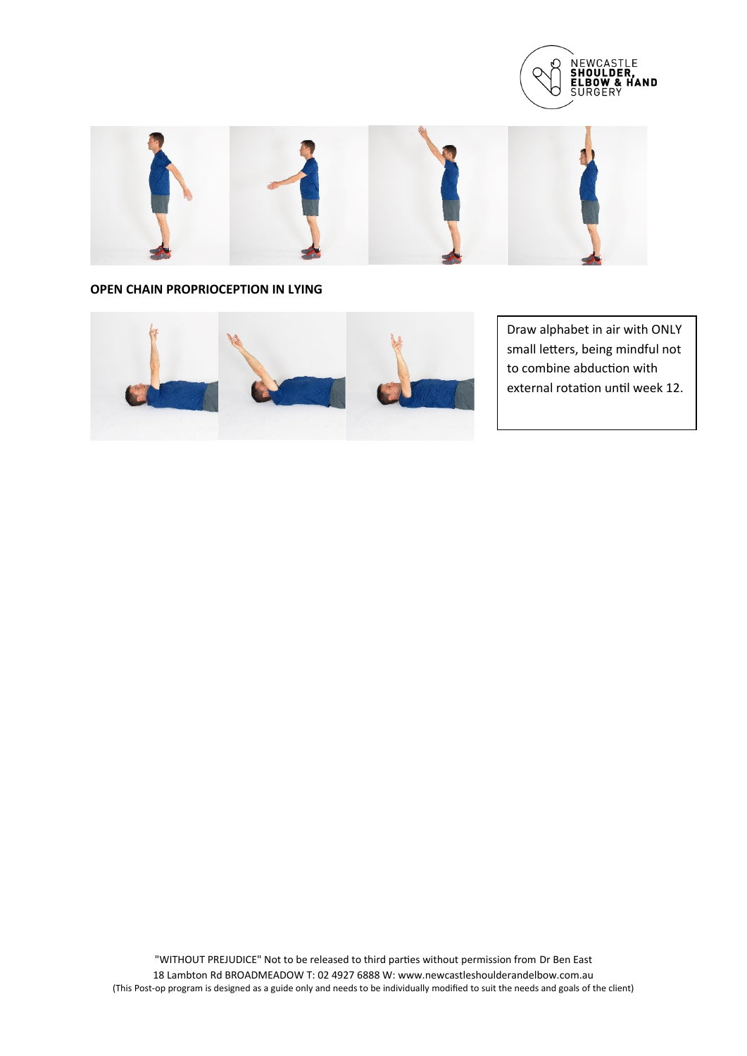**OPEN CHAIN PROPRIOCEPTION IN LYING**

Draw alphabet in air with ONLY small letters, being mindful not to combine abduction with external rotation until week 12.

"WITHOUT PREJUDICE" Not to be released to third parties without permission from Dr Ben East
18 Lambton Rd BROADMEADOW T: 02 4927 6888 W: www.newcastleshoulderandelbow.com.au
(This Post-op program is designed as a guide only and needs to be individually modified to suit the needs and goals of the client)